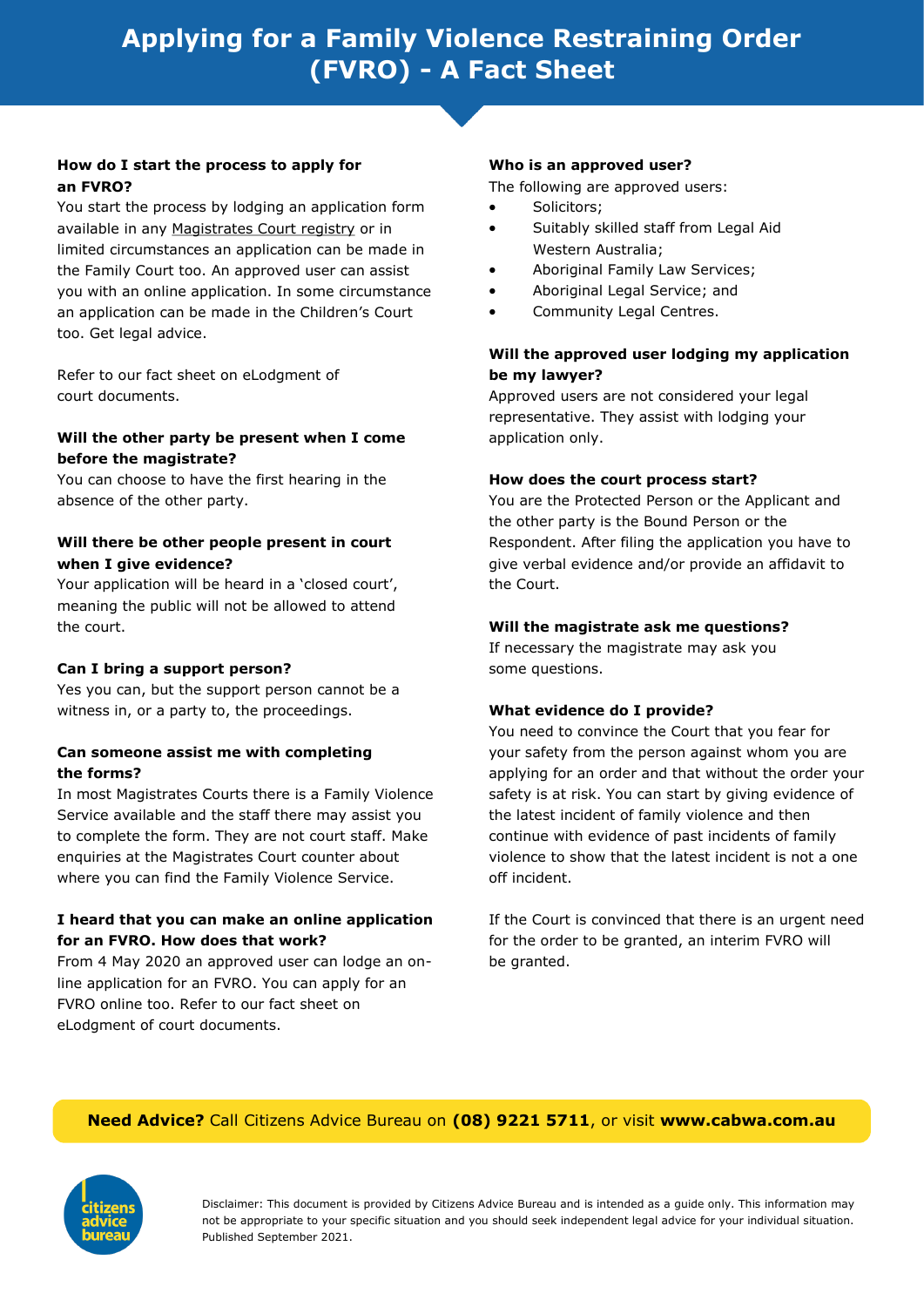# Applying for a Family Violence Restraining Order (FVRO) - A Fact Sheet

**How do I start the process to apply for an FVRO?**

You start the process by lodging an application form available in any Magistrates Court registry or in limited circumstances an application can be made in the Family Court too. An approved user can assist you with an online application. In some circumstance an application can be made in the Children's Court too. Get legal advice.

Refer to our fact sheet on eLodgment of court documents.

**Will the other party be present when I come before the magistrate?**

You can choose to have the first hearing in the absence of the other party.

**Will there be other people present in court when I give evidence?**

Your application will be heard in a 'closed court', meaning the public will not be allowed to attend the court.

**Can I bring a support person?**

Yes you can, but the support person cannot be a witness in, or a party to, the proceedings.

**Can someone assist me with completing the forms?**

In most Magistrates Courts there is a Family Violence Service available and the staff there may assist you to complete the form. They are not court staff. Make enquiries at the Magistrates Court counter about where you can find the Family Violence Service.

**I heard that you can make an online application for an FVRO. How does that work?**

From 4 May 2020 an approved user can lodge an on-line application for an FVRO. You can apply for an FVRO online too. Refer to our fact sheet on eLodgment of court documents.

**Who is an approved user?**

The following are approved users:

- Solicitors;
- Suitably skilled staff from Legal Aid Western Australia;
- Aboriginal Family Law Services;
- Aboriginal Legal Service; and
- Community Legal Centres.

**Will the approved user lodging my application be my lawyer?**

Approved users are not considered your legal representative. They assist with lodging your application only.

**How does the court process start?**

You are the Protected Person or the Applicant and the other party is the Bound Person or the Respondent. After filing the application you have to give verbal evidence and/or provide an affidavit to the Court.

**Will the magistrate ask me questions?**

If necessary the magistrate may ask you some questions.

**What evidence do I provide?**

You need to convince the Court that you fear for your safety from the person against whom you are applying for an order and that without the order your safety is at risk. You can start by giving evidence of the latest incident of family violence and then continue with evidence of past incidents of family violence to show that the latest incident is not a one off incident.

If the Court is convinced that there is an urgent need for the order to be granted, an interim FVRO will be granted.

**Need Advice?** Call Citizens Advice Bureau on **(08) 9221 5711**, or visit **www.cabwa.com.au**

Disclaimer: This document is provided by Citizens Advice Bureau and is intended as a guide only. This information may not be appropriate to your specific situation and you should seek independent legal advice for your individual situation. Published September 2021.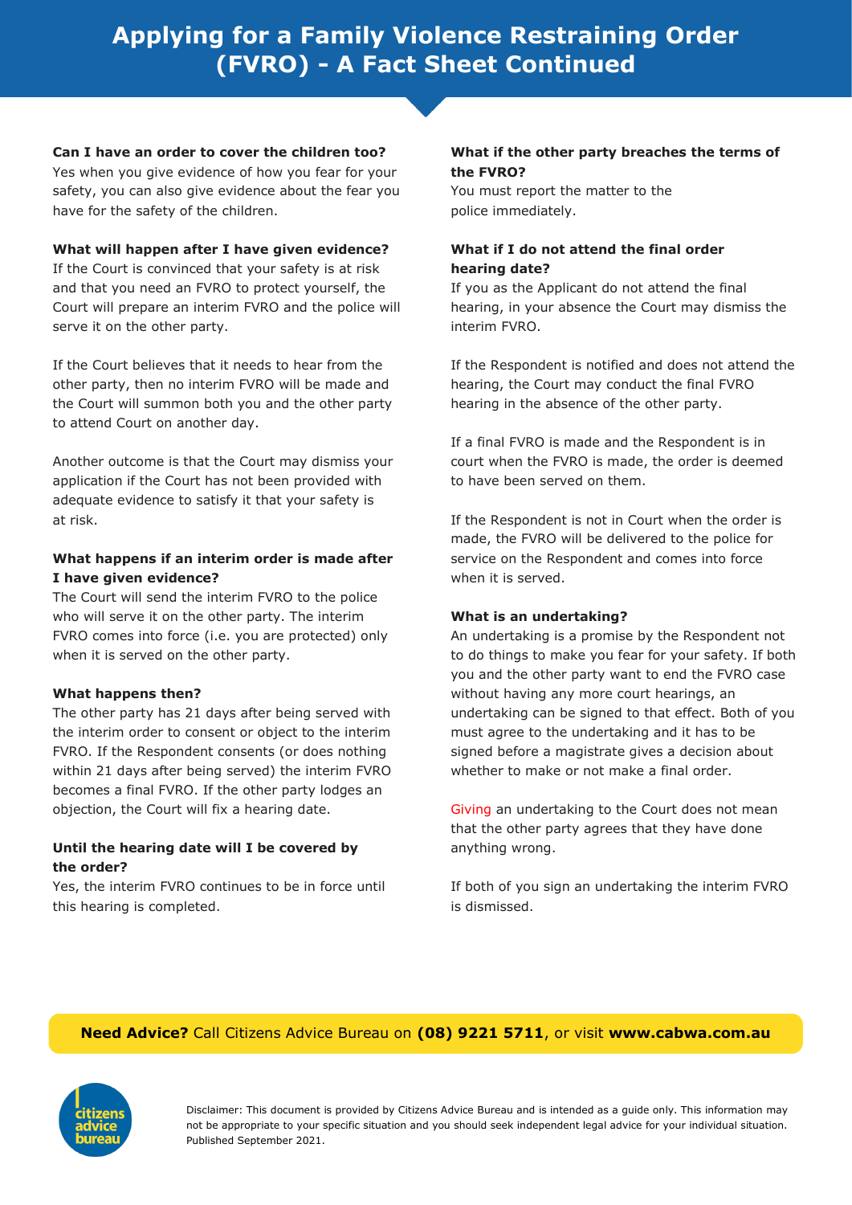# Applying for a Family Violence Restraining Order (FVRO) - A Fact Sheet Continued

**Can I have an order to cover the children too?**
Yes when you give evidence of how you fear for your safety, you can also give evidence about the fear you have for the safety of the children.

**What will happen after I have given evidence?**
If the Court is convinced that your safety is at risk and that you need an FVRO to protect yourself, the Court will prepare an interim FVRO and the police will serve it on the other party.

If the Court believes that it needs to hear from the other party, then no interim FVRO will be made and the Court will summon both you and the other party to attend Court on another day.

Another outcome is that the Court may dismiss your application if the Court has not been provided with adequate evidence to satisfy it that your safety is at risk.

**What happens if an interim order is made after I have given evidence?**
The Court will send the interim FVRO to the police who will serve it on the other party. The interim FVRO comes into force (i.e. you are protected) only when it is served on the other party.

**What happens then?**
The other party has 21 days after being served with the interim order to consent or object to the interim FVRO. If the Respondent consents (or does nothing within 21 days after being served) the interim FVRO becomes a final FVRO. If the other party lodges an objection, the Court will fix a hearing date.

**Until the hearing date will I be covered by the order?**
Yes, the interim FVRO continues to be in force until this hearing is completed.

**What if the other party breaches the terms of the FVRO?**
You must report the matter to the police immediately.

**What if I do not attend the final order hearing date?**
If you as the Applicant do not attend the final hearing, in your absence the Court may dismiss the interim FVRO.

If the Respondent is notified and does not attend the hearing, the Court may conduct the final FVRO hearing in the absence of the other party.

If a final FVRO is made and the Respondent is in court when the FVRO is made, the order is deemed to have been served on them.

If the Respondent is not in Court when the order is made, the FVRO will be delivered to the police for service on the Respondent and comes into force when it is served.

**What is an undertaking?**
An undertaking is a promise by the Respondent not to do things to make you fear for your safety. If both you and the other party want to end the FVRO case without having any more court hearings, an undertaking can be signed to that effect. Both of you must agree to the undertaking and it has to be signed before a magistrate gives a decision about whether to make or not make a final order.

Giving an undertaking to the Court does not mean that the other party agrees that they have done anything wrong.

If both of you sign an undertaking the interim FVRO is dismissed.

**Need Advice?** Call Citizens Advice Bureau on **(08) 9221 5711**, or visit **www.cabwa.com.au**

Disclaimer: This document is provided by Citizens Advice Bureau and is intended as a guide only. This information may not be appropriate to your specific situation and you should seek independent legal advice for your individual situation. Published September 2021.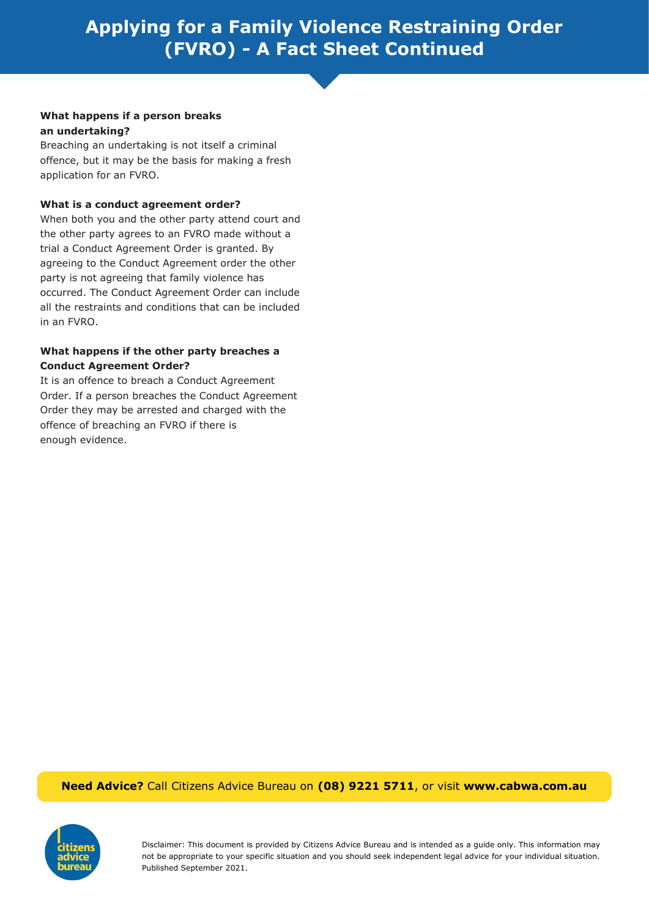# Applying for a Family Violence Restraining Order (FVRO) - A Fact Sheet Continued

**What happens if a person breaks an undertaking?**

Breaching an undertaking is not itself a criminal offence, but it may be the basis for making a fresh application for an FVRO.

**What is a conduct agreement order?**

When both you and the other party attend court and the other party agrees to an FVRO made without a trial a Conduct Agreement Order is granted. By agreeing to the Conduct Agreement order the other party is not agreeing that family violence has occurred. The Conduct Agreement Order can include all the restraints and conditions that can be included in an FVRO.

**What happens if the other party breaches a Conduct Agreement Order?**

It is an offence to breach a Conduct Agreement Order. If a person breaches the Conduct Agreement Order they may be arrested and charged with the offence of breaching an FVRO if there is enough evidence.

**Need Advice?** Call Citizens Advice Bureau on **(08) 9221 5711**, or visit **www.cabwa.com.au**

Disclaimer: This document is provided by Citizens Advice Bureau and is intended as a guide only. This information may not be appropriate to your specific situation and you should seek independent legal advice for your individual situation. Published September 2021.